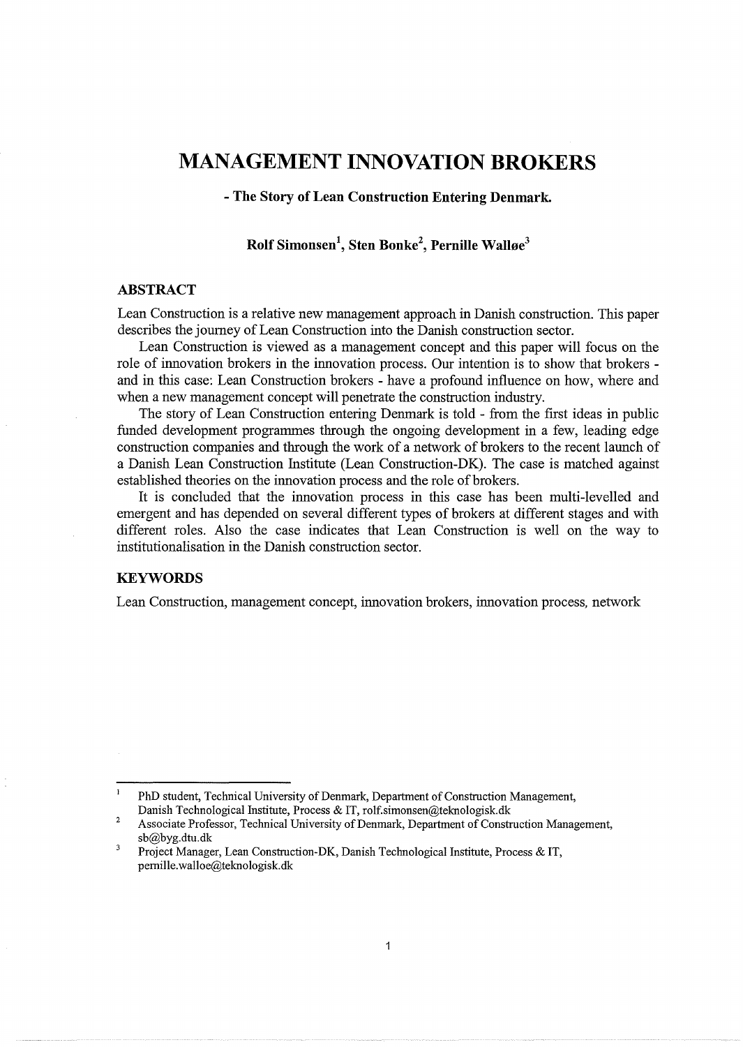# MANAGEMENT INNOVATION BROKERS

### - The Story of Lean Construction Entering Denmark.

**Rolf Simonsen[1], Sten Bonke[2], Pernille Walløe[3]**

## ABSTRACT

Lean Construction is a relative new management approach in Danish construction. This paper describes the journey of Lean Construction into the Danish construction sector.

Lean Construction is viewed as a management concept and this paper will focus on the role of innovation brokers in the innovation process. Our intention is to show that brokers - and in this case: Lean Construction brokers - have a profound influence on how, where and when a new management concept will penetrate the construction industry.

The story of Lean Construction entering Denmark is told - from the first ideas in public funded development programmes through the ongoing development in a few, leading edge construction companies and through the work of a network of brokers to the recent launch of a Danish Lean Construction Institute (Lean Construction-DK). The case is matched against established theories on the innovation process and the role of brokers.

It is concluded that the innovation process in this case has been multi-levelled and emergent and has depended on several different types of brokers at different stages and with different roles. Also the case indicates that Lean Construction is well on the way to institutionalisation in the Danish construction sector.

## KEYWORDS

Lean Construction, management concept, innovation brokers, innovation process, network

---

[1] PhD student, Technical University of Denmark, Department of Construction Management, Danish Technological Institute, Process & IT, rolf.simonsen@teknologisk.dk

[2] Associate Professor, Technical University of Denmark, Department of Construction Management, sb@byg.dtu.dk

[3] Project Manager, Lean Construction-DK, Danish Technological Institute, Process & IT, pernille.walloe@teknologisk.dk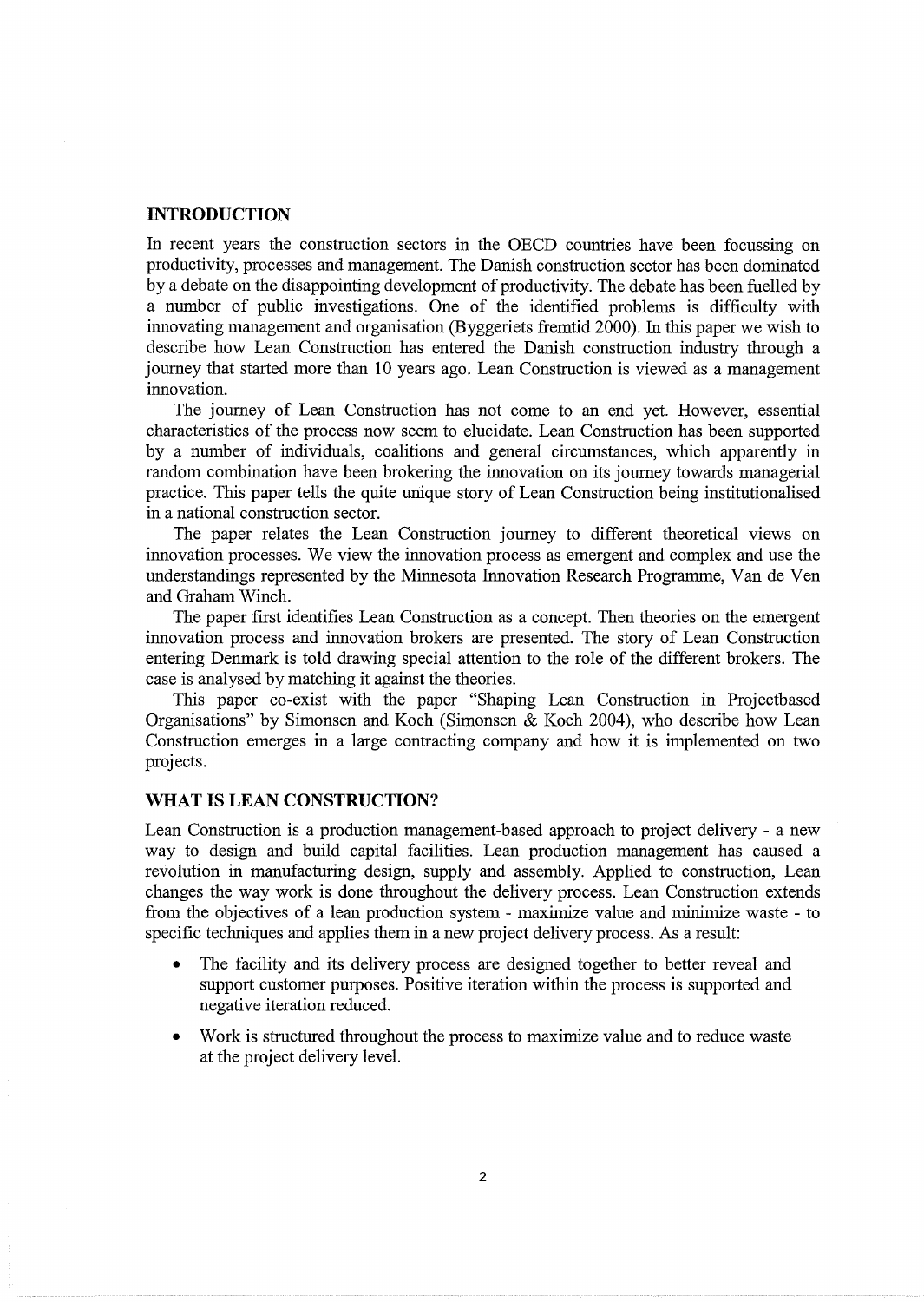## INTRODUCTION

In recent years the construction sectors in the OECD countries have been focussing on productivity, processes and management. The Danish construction sector has been dominated by a debate on the disappointing development of productivity. The debate has been fuelled by a number of public investigations. One of the identified problems is difficulty with innovating management and organisation (Byggeriets fremtid 2000). In this paper we wish to describe how Lean Construction has entered the Danish construction industry through a journey that started more than 10 years ago. Lean Construction is viewed as a management innovation.

The journey of Lean Construction has not come to an end yet. However, essential characteristics of the process now seem to elucidate. Lean Construction has been supported by a number of individuals, coalitions and general circumstances, which apparently in random combination have been brokering the innovation on its journey towards managerial practice. This paper tells the quite unique story of Lean Construction being institutionalised in a national construction sector.

The paper relates the Lean Construction journey to different theoretical views on innovation processes. We view the innovation process as emergent and complex and use the understandings represented by the Minnesota Innovation Research Programme, Van de Ven and Graham Winch.

The paper first identifies Lean Construction as a concept. Then theories on the emergent innovation process and innovation brokers are presented. The story of Lean Construction entering Denmark is told drawing special attention to the role of the different brokers. The case is analysed by matching it against the theories.

This paper co-exist with the paper "Shaping Lean Construction in Projectbased Organisations" by Simonsen and Koch (Simonsen & Koch 2004), who describe how Lean Construction emerges in a large contracting company and how it is implemented on two projects.

## WHAT IS LEAN CONSTRUCTION?

Lean Construction is a production management-based approach to project delivery - a new way to design and build capital facilities. Lean production management has caused a revolution in manufacturing design, supply and assembly. Applied to construction, Lean changes the way work is done throughout the delivery process. Lean Construction extends from the objectives of a lean production system - maximize value and minimize waste - to specific techniques and applies them in a new project delivery process. As a result:

- The facility and its delivery process are designed together to better reveal and support customer purposes. Positive iteration within the process is supported and negative iteration reduced.
- Work is structured throughout the process to maximize value and to reduce waste at the project delivery level.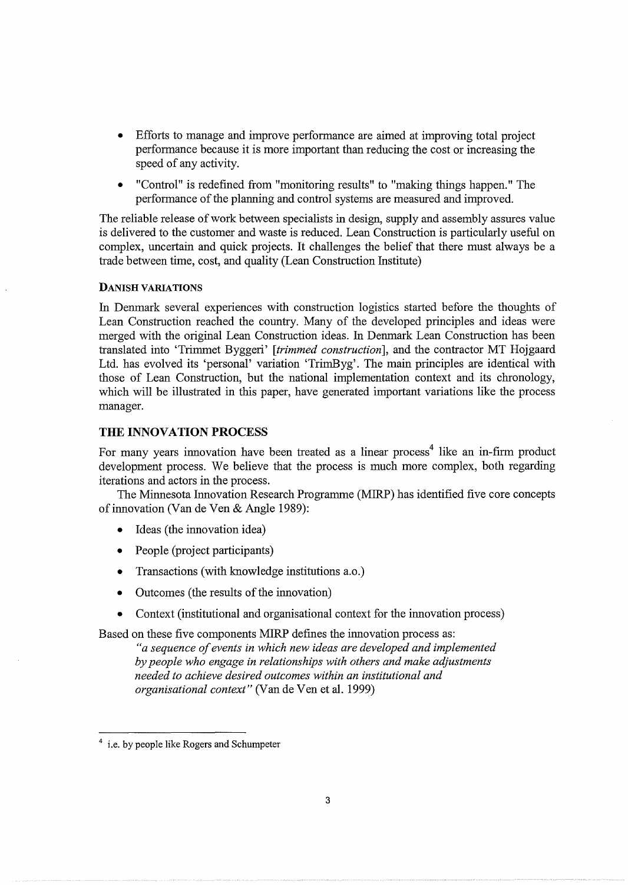- Efforts to manage and improve performance are aimed at improving total project performance because it is more important than reducing the cost or increasing the speed of any activity.
- "Control" is redefined from "monitoring results" to "making things happen." The performance of the planning and control systems are measured and improved.

The reliable release of work between specialists in design, supply and assembly assures value is delivered to the customer and waste is reduced. Lean Construction is particularly useful on complex, uncertain and quick projects. It challenges the belief that there must always be a trade between time, cost, and quality (Lean Construction Institute)

### DANISH VARIATIONS

In Denmark several experiences with construction logistics started before the thoughts of Lean Construction reached the country. Many of the developed principles and ideas were merged with the original Lean Construction ideas. In Denmark Lean Construction has been translated into 'Trimmet Byggeri' [*trimmed construction*], and the contractor MT Hojgaard Ltd. has evolved its 'personal' variation 'TrimByg'. The main principles are identical with those of Lean Construction, but the national implementation context and its chronology, which will be illustrated in this paper, have generated important variations like the process manager.

## THE INNOVATION PROCESS

For many years innovation have been treated as a linear process[4] like an in-firm product development process. We believe that the process is much more complex, both regarding iterations and actors in the process.

The Minnesota Innovation Research Programme (MIRP) has identified five core concepts of innovation (Van de Ven & Angle 1989):

- Ideas (the innovation idea)
- People (project participants)
- Transactions (with knowledge institutions a.o.)
- Outcomes (the results of the innovation)
- Context (institutional and organisational context for the innovation process)

Based on these five components MIRP defines the innovation process as:

> *"a sequence of events in which new ideas are developed and implemented by people who engage in relationships with others and make adjustments needed to achieve desired outcomes within an institutional and organisational context"* (Van de Ven et al. 1999)

---

[4] i.e. by people like Rogers and Schumpeter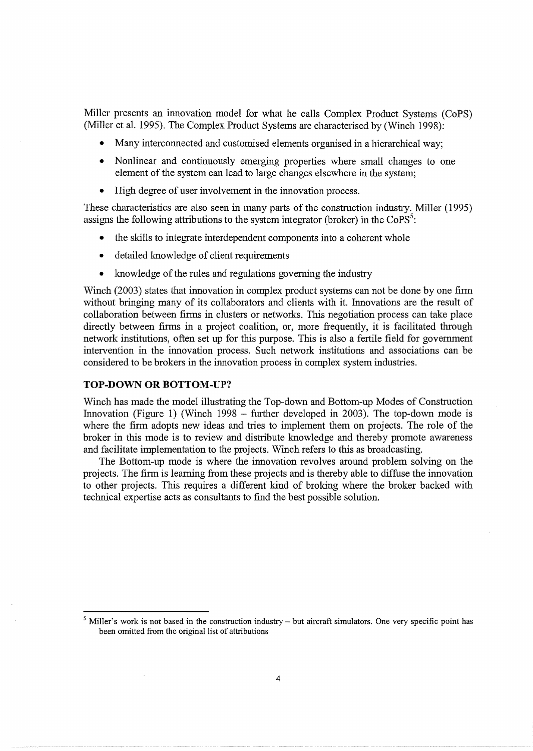Miller presents an innovation model for what he calls Complex Product Systems (CoPS) (Miller et al. 1995). The Complex Product Systems are characterised by (Winch 1998):

- Many interconnected and customised elements organised in a hierarchical way;
- Nonlinear and continuously emerging properties where small changes to one element of the system can lead to large changes elsewhere in the system;
- High degree of user involvement in the innovation process.

These characteristics are also seen in many parts of the construction industry. Miller (1995) assigns the following attributions to the system integrator (broker) in the CoPS[5]:

- the skills to integrate interdependent components into a coherent whole
- detailed knowledge of client requirements
- knowledge of the rules and regulations governing the industry

Winch (2003) states that innovation in complex product systems can not be done by one firm without bringing many of its collaborators and clients with it. Innovations are the result of collaboration between firms in clusters or networks. This negotiation process can take place directly between firms in a project coalition, or, more frequently, it is facilitated through network institutions, often set up for this purpose. This is also a fertile field for government intervention in the innovation process. Such network institutions and associations can be considered to be brokers in the innovation process in complex system industries.

## TOP-DOWN OR BOTTOM-UP?

Winch has made the model illustrating the Top-down and Bottom-up Modes of Construction Innovation (Figure 1) (Winch 1998 – further developed in 2003). The top-down mode is where the firm adopts new ideas and tries to implement them on projects. The role of the broker in this mode is to review and distribute knowledge and thereby promote awareness and facilitate implementation to the projects. Winch refers to this as broadcasting.

The Bottom-up mode is where the innovation revolves around problem solving on the projects. The firm is learning from these projects and is thereby able to diffuse the innovation to other projects. This requires a different kind of broking where the broker backed with technical expertise acts as consultants to find the best possible solution.

[5] Miller's work is not based in the construction industry – but aircraft simulators. One very specific point has been omitted from the original list of attributions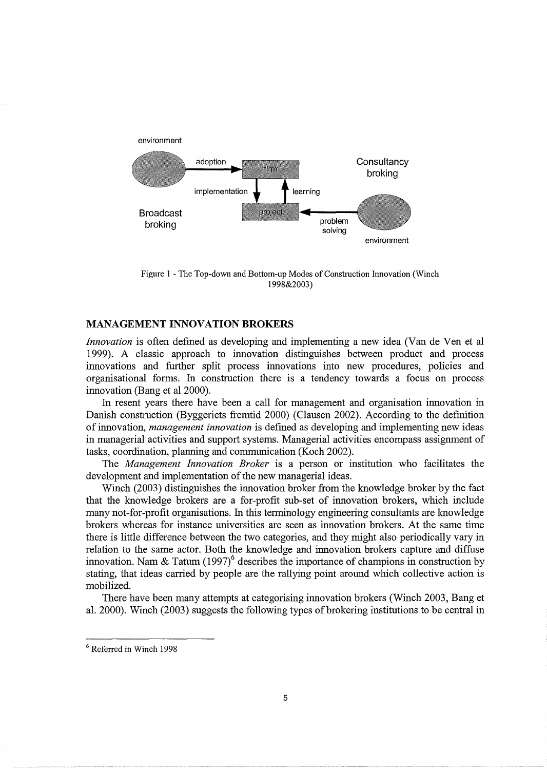Figure 1 - The Top-down and Bottom-up Modes of Construction Innovation (Winch 1998&2003)

## MANAGEMENT INNOVATION BROKERS

*Innovation* is often defined as developing and implementing a new idea (Van de Ven et al 1999). A classic approach to innovation distinguishes between product and process innovations and further split process innovations into new procedures, policies and organisational forms. In construction there is a tendency towards a focus on process innovation (Bang et al 2000).

In resent years there have been a call for management and organisation innovation in Danish construction (Byggeriets fremtid 2000) (Clausen 2002). According to the definition of innovation, *management innovation* is defined as developing and implementing new ideas in managerial activities and support systems. Managerial activities encompass assignment of tasks, coordination, planning and communication (Koch 2002).

The *Management Innovation Broker* is a person or institution who facilitates the development and implementation of the new managerial ideas.

Winch (2003) distinguishes the innovation broker from the knowledge broker by the fact that the knowledge brokers are a for-profit sub-set of innovation brokers, which include many not-for-profit organisations. In this terminology engineering consultants are knowledge brokers whereas for instance universities are seen as innovation brokers. At the same time there is little difference between the two categories, and they might also periodically vary in relation to the same actor. Both the knowledge and innovation brokers capture and diffuse innovation. Nam & Tatum (1997)[6] describes the importance of champions in construction by stating, that ideas carried by people are the rallying point around which collective action is mobilized.

There have been many attempts at categorising innovation brokers (Winch 2003, Bang et al. 2000). Winch (2003) suggests the following types of brokering institutions to be central in

[6] Referred in Winch 1998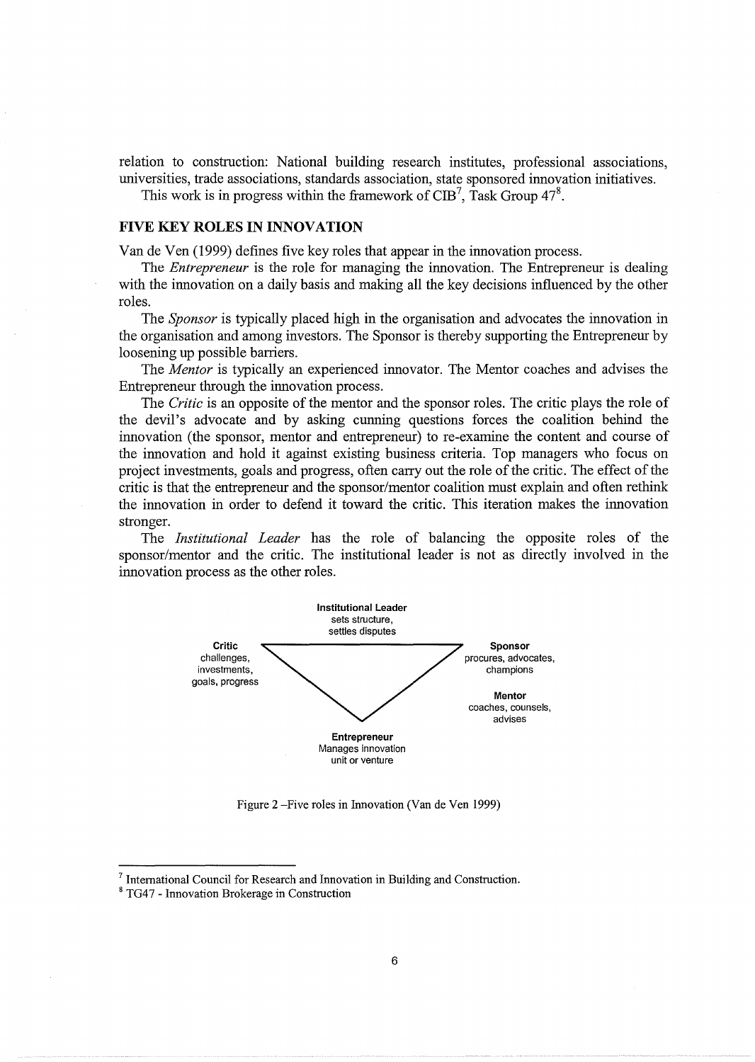relation to construction: National building research institutes, professional associations, universities, trade associations, standards association, state sponsored innovation initiatives.

This work is in progress within the framework of CIB[7], Task Group 47[8].

## FIVE KEY ROLES IN INNOVATION

Van de Ven (1999) defines five key roles that appear in the innovation process.

The *Entrepreneur* is the role for managing the innovation. The Entrepreneur is dealing with the innovation on a daily basis and making all the key decisions influenced by the other roles.

The *Sponsor* is typically placed high in the organisation and advocates the innovation in the organisation and among investors. The Sponsor is thereby supporting the Entrepreneur by loosening up possible barriers.

The *Mentor* is typically an experienced innovator. The Mentor coaches and advises the Entrepreneur through the innovation process.

The *Critic* is an opposite of the mentor and the sponsor roles. The critic plays the role of the devil's advocate and by asking cunning questions forces the coalition behind the innovation (the sponsor, mentor and entrepreneur) to re-examine the content and course of the innovation and hold it against existing business criteria. Top managers who focus on project investments, goals and progress, often carry out the role of the critic. The effect of the critic is that the entrepreneur and the sponsor/mentor coalition must explain and often rethink the innovation in order to defend it toward the critic. This iteration makes the innovation stronger.

The *Institutional Leader* has the role of balancing the opposite roles of the sponsor/mentor and the critic. The institutional leader is not as directly involved in the innovation process as the other roles.

**Institutional Leader**
sets structure, settles disputes

**Critic**
challenges, investments, goals, progress

**Sponsor**
procures, advocates, champions

**Mentor**
coaches, counsels, advises

**Entrepreneur**
Manages innovation unit or venture

Figure 2 –Five roles in Innovation (Van de Ven 1999)

---

[7] International Council for Research and Innovation in Building and Construction.

[8] TG47 - Innovation Brokerage in Construction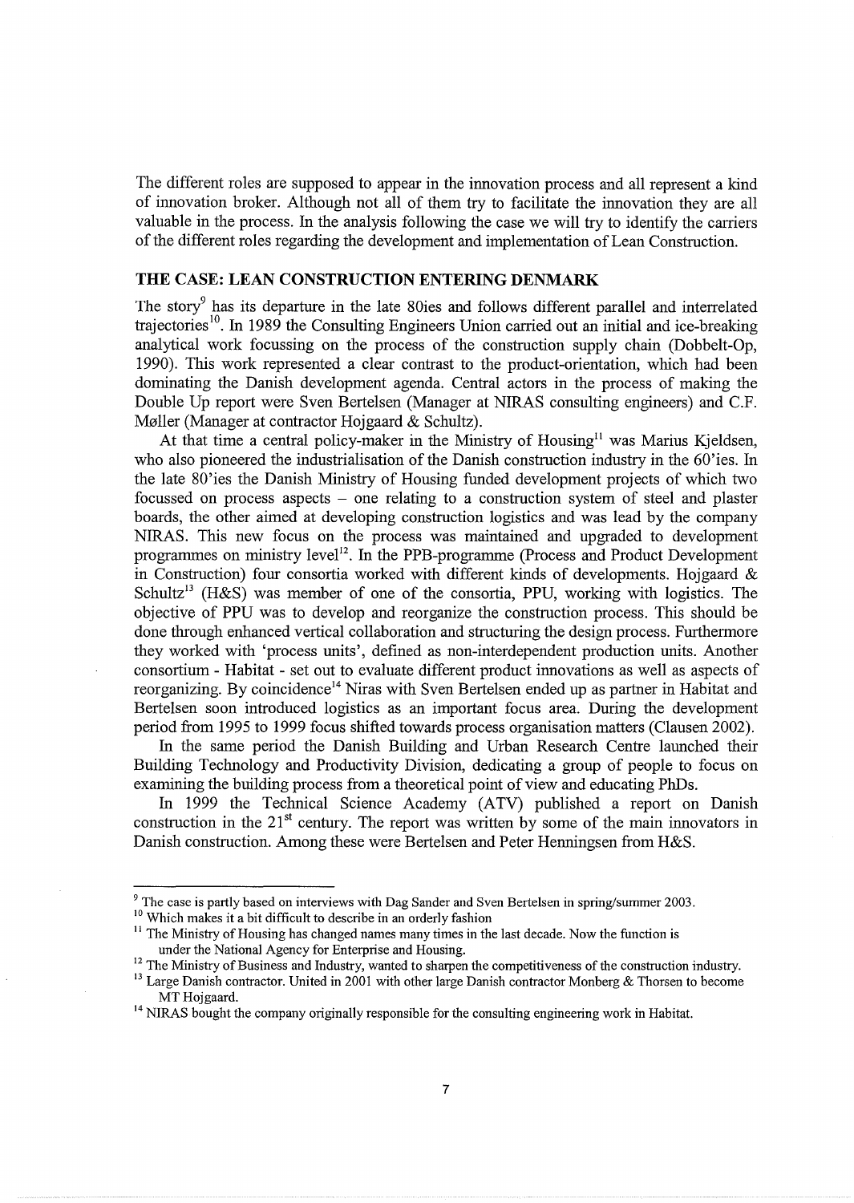The different roles are supposed to appear in the innovation process and all represent a kind of innovation broker. Although not all of them try to facilitate the innovation they are all valuable in the process. In the analysis following the case we will try to identify the carriers of the different roles regarding the development and implementation of Lean Construction.

## THE CASE: LEAN CONSTRUCTION ENTERING DENMARK

The story[9] has its departure in the late 80ies and follows different parallel and interrelated trajectories[10]. In 1989 the Consulting Engineers Union carried out an initial and ice-breaking analytical work focussing on the process of the construction supply chain (Dobbelt-Op, 1990). This work represented a clear contrast to the product-orientation, which had been dominating the Danish development agenda. Central actors in the process of making the Double Up report were Sven Bertelsen (Manager at NIRAS consulting engineers) and C.F. Møller (Manager at contractor Hojgaard & Schultz).

At that time a central policy-maker in the Ministry of Housing[11] was Marius Kjeldsen, who also pioneered the industrialisation of the Danish construction industry in the 60'ies. In the late 80'ies the Danish Ministry of Housing funded development projects of which two focussed on process aspects – one relating to a construction system of steel and plaster boards, the other aimed at developing construction logistics and was lead by the company NIRAS. This new focus on the process was maintained and upgraded to development programmes on ministry level[12]. In the PPB-programme (Process and Product Development in Construction) four consortia worked with different kinds of developments. Hojgaard & Schultz[13] (H&S) was member of one of the consortia, PPU, working with logistics. The objective of PPU was to develop and reorganize the construction process. This should be done through enhanced vertical collaboration and structuring the design process. Furthermore they worked with 'process units', defined as non-interdependent production units. Another consortium - Habitat - set out to evaluate different product innovations as well as aspects of reorganizing. By coincidence[14] Niras with Sven Bertelsen ended up as partner in Habitat and Bertelsen soon introduced logistics as an important focus area. During the development period from 1995 to 1999 focus shifted towards process organisation matters (Clausen 2002).

In the same period the Danish Building and Urban Research Centre launched their Building Technology and Productivity Division, dedicating a group of people to focus on examining the building process from a theoretical point of view and educating PhDs.

In 1999 the Technical Science Academy (ATV) published a report on Danish construction in the 21st century. The report was written by some of the main innovators in Danish construction. Among these were Bertelsen and Peter Henningsen from H&S.

---

[9] The case is partly based on interviews with Dag Sander and Sven Bertelsen in spring/summer 2003.

[10] Which makes it a bit difficult to describe in an orderly fashion

[11] The Ministry of Housing has changed names many times in the last decade. Now the function is under the National Agency for Enterprise and Housing.

[12] The Ministry of Business and Industry, wanted to sharpen the competitiveness of the construction industry.

[13] Large Danish contractor. United in 2001 with other large Danish contractor Monberg & Thorsen to become MT Hojgaard.

[14] NIRAS bought the company originally responsible for the consulting engineering work in Habitat.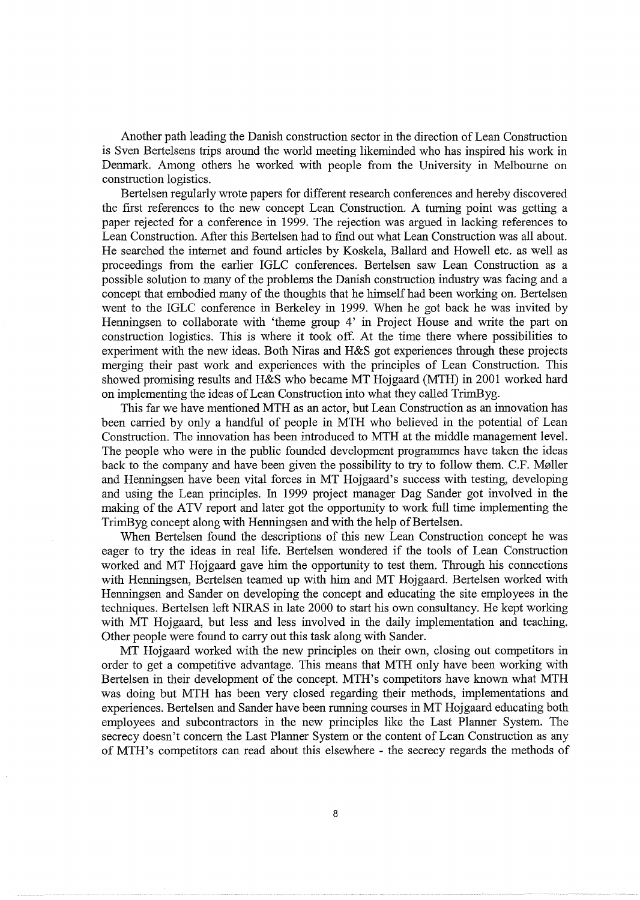Another path leading the Danish construction sector in the direction of Lean Construction is Sven Bertelsens trips around the world meeting likeminded who has inspired his work in Denmark. Among others he worked with people from the University in Melbourne on construction logistics.

Bertelsen regularly wrote papers for different research conferences and hereby discovered the first references to the new concept Lean Construction. A turning point was getting a paper rejected for a conference in 1999. The rejection was argued in lacking references to Lean Construction. After this Bertelsen had to find out what Lean Construction was all about. He searched the internet and found articles by Koskela, Ballard and Howell etc. as well as proceedings from the earlier IGLC conferences. Bertelsen saw Lean Construction as a possible solution to many of the problems the Danish construction industry was facing and a concept that embodied many of the thoughts that he himself had been working on. Bertelsen went to the IGLC conference in Berkeley in 1999. When he got back he was invited by Henningsen to collaborate with 'theme group 4' in Project House and write the part on construction logistics. This is where it took off. At the time there where possibilities to experiment with the new ideas. Both Niras and H&S got experiences through these projects merging their past work and experiences with the principles of Lean Construction. This showed promising results and H&S who became MT Hojgaard (MTH) in 2001 worked hard on implementing the ideas of Lean Construction into what they called TrimByg.

This far we have mentioned MTH as an actor, but Lean Construction as an innovation has been carried by only a handful of people in MTH who believed in the potential of Lean Construction. The innovation has been introduced to MTH at the middle management level. The people who were in the public founded development programmes have taken the ideas back to the company and have been given the possibility to try to follow them. C.F. Møller and Henningsen have been vital forces in MT Hojgaard's success with testing, developing and using the Lean principles. In 1999 project manager Dag Sander got involved in the making of the ATV report and later got the opportunity to work full time implementing the TrimByg concept along with Henningsen and with the help of Bertelsen.

When Bertelsen found the descriptions of this new Lean Construction concept he was eager to try the ideas in real life. Bertelsen wondered if the tools of Lean Construction worked and MT Hojgaard gave him the opportunity to test them. Through his connections with Henningsen, Bertelsen teamed up with him and MT Hojgaard. Bertelsen worked with Henningsen and Sander on developing the concept and educating the site employees in the techniques. Bertelsen left NIRAS in late 2000 to start his own consultancy. He kept working with MT Hojgaard, but less and less involved in the daily implementation and teaching. Other people were found to carry out this task along with Sander.

MT Hojgaard worked with the new principles on their own, closing out competitors in order to get a competitive advantage. This means that MTH only have been working with Bertelsen in their development of the concept. MTH's competitors have known what MTH was doing but MTH has been very closed regarding their methods, implementations and experiences. Bertelsen and Sander have been running courses in MT Hojgaard educating both employees and subcontractors in the new principles like the Last Planner System. The secrecy doesn't concern the Last Planner System or the content of Lean Construction as any of MTH's competitors can read about this elsewhere - the secrecy regards the methods of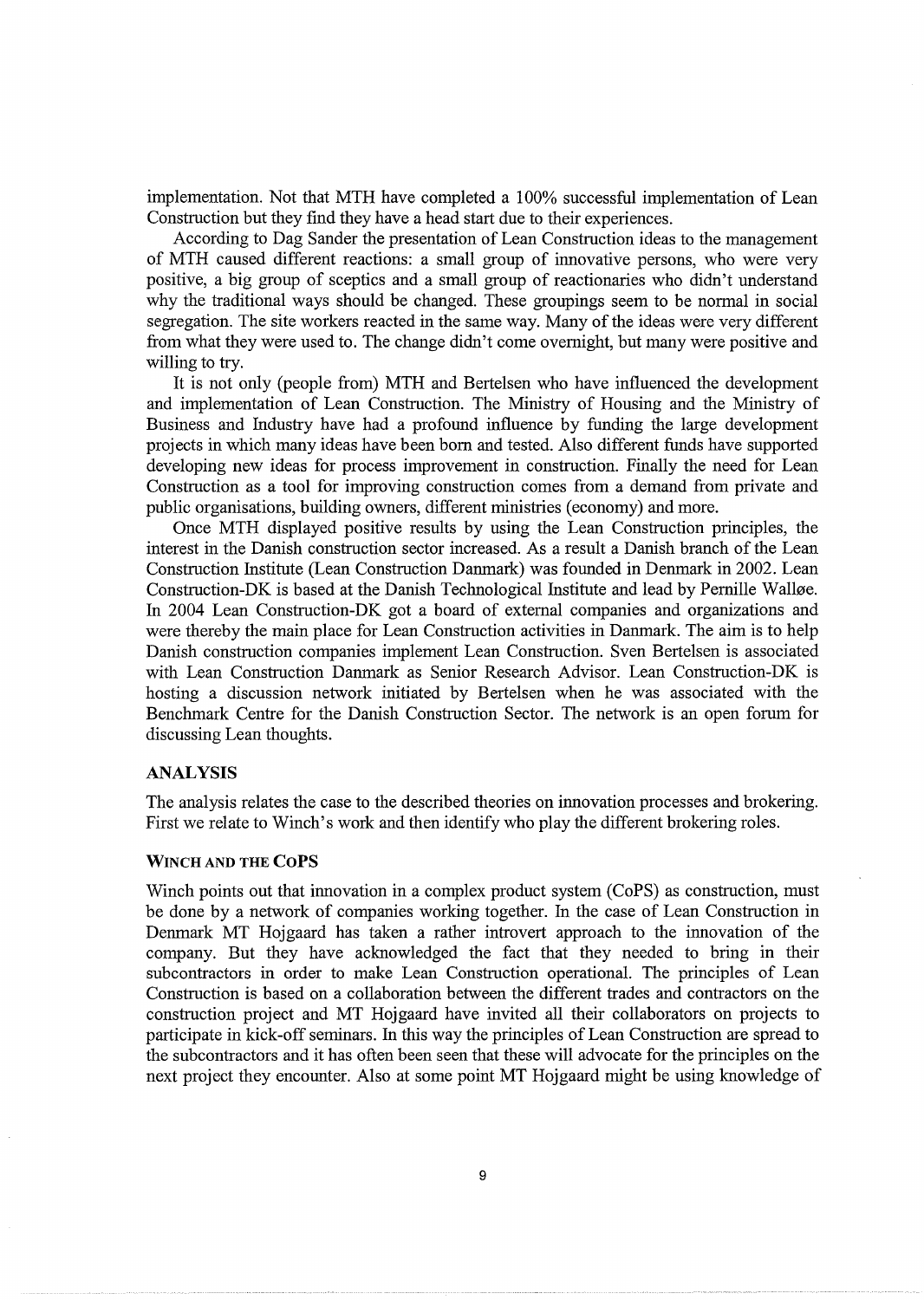implementation. Not that MTH have completed a 100% successful implementation of Lean Construction but they find they have a head start due to their experiences.

According to Dag Sander the presentation of Lean Construction ideas to the management of MTH caused different reactions: a small group of innovative persons, who were very positive, a big group of sceptics and a small group of reactionaries who didn't understand why the traditional ways should be changed. These groupings seem to be normal in social segregation. The site workers reacted in the same way. Many of the ideas were very different from what they were used to. The change didn't come overnight, but many were positive and willing to try.

It is not only (people from) MTH and Bertelsen who have influenced the development and implementation of Lean Construction. The Ministry of Housing and the Ministry of Business and Industry have had a profound influence by funding the large development projects in which many ideas have been born and tested. Also different funds have supported developing new ideas for process improvement in construction. Finally the need for Lean Construction as a tool for improving construction comes from a demand from private and public organisations, building owners, different ministries (economy) and more.

Once MTH displayed positive results by using the Lean Construction principles, the interest in the Danish construction sector increased. As a result a Danish branch of the Lean Construction Institute (Lean Construction Danmark) was founded in Denmark in 2002. Lean Construction-DK is based at the Danish Technological Institute and lead by Pernille Walløe. In 2004 Lean Construction-DK got a board of external companies and organizations and were thereby the main place for Lean Construction activities in Danmark. The aim is to help Danish construction companies implement Lean Construction. Sven Bertelsen is associated with Lean Construction Danmark as Senior Research Advisor. Lean Construction-DK is hosting a discussion network initiated by Bertelsen when he was associated with the Benchmark Centre for the Danish Construction Sector. The network is an open forum for discussing Lean thoughts.

## ANALYSIS

The analysis relates the case to the described theories on innovation processes and brokering. First we relate to Winch's work and then identify who play the different brokering roles.

### WINCH AND THE COPS

Winch points out that innovation in a complex product system (CoPS) as construction, must be done by a network of companies working together. In the case of Lean Construction in Denmark MT Hojgaard has taken a rather introvert approach to the innovation of the company. But they have acknowledged the fact that they needed to bring in their subcontractors in order to make Lean Construction operational. The principles of Lean Construction is based on a collaboration between the different trades and contractors on the construction project and MT Hojgaard have invited all their collaborators on projects to participate in kick-off seminars. In this way the principles of Lean Construction are spread to the subcontractors and it has often been seen that these will advocate for the principles on the next project they encounter. Also at some point MT Hojgaard might be using knowledge of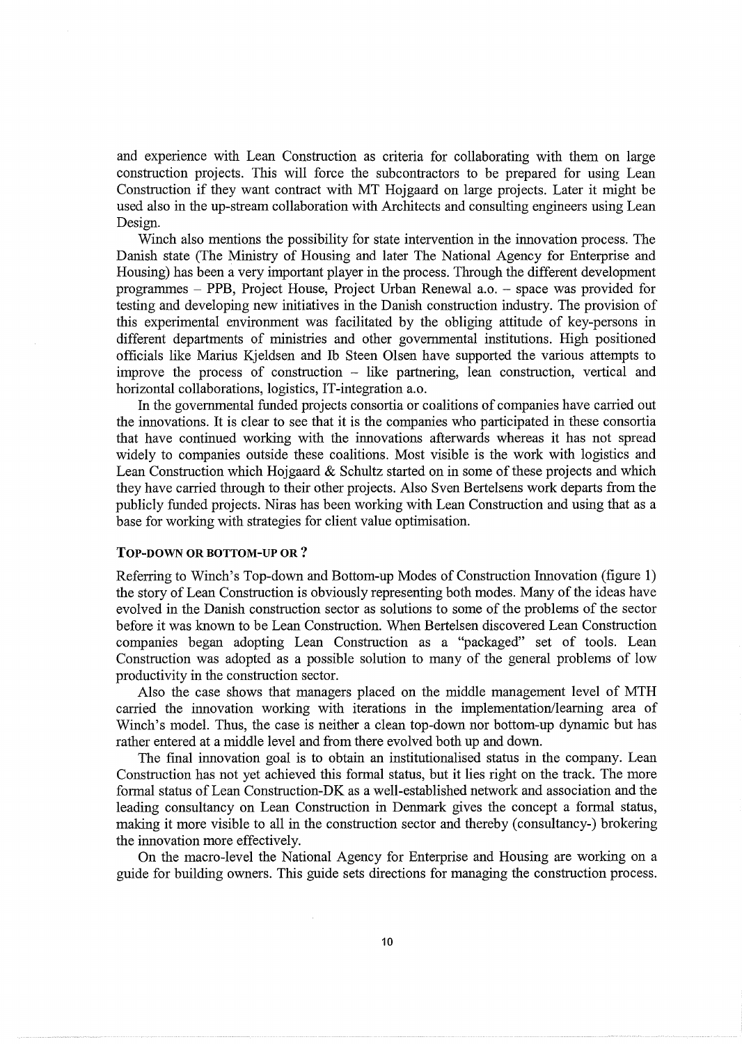and experience with Lean Construction as criteria for collaborating with them on large construction projects. This will force the subcontractors to be prepared for using Lean Construction if they want contract with MT Hojgaard on large projects. Later it might be used also in the up-stream collaboration with Architects and consulting engineers using Lean Design.

Winch also mentions the possibility for state intervention in the innovation process. The Danish state (The Ministry of Housing and later The National Agency for Enterprise and Housing) has been a very important player in the process. Through the different development programmes – PPB, Project House, Project Urban Renewal a.o. – space was provided for testing and developing new initiatives in the Danish construction industry. The provision of this experimental environment was facilitated by the obliging attitude of key-persons in different departments of ministries and other governmental institutions. High positioned officials like Marius Kjeldsen and Ib Steen Olsen have supported the various attempts to improve the process of construction – like partnering, lean construction, vertical and horizontal collaborations, logistics, IT-integration a.o.

In the governmental funded projects consortia or coalitions of companies have carried out the innovations. It is clear to see that it is the companies who participated in these consortia that have continued working with the innovations afterwards whereas it has not spread widely to companies outside these coalitions. Most visible is the work with logistics and Lean Construction which Hojgaard & Schultz started on in some of these projects and which they have carried through to their other projects. Also Sven Bertelsens work departs from the publicly funded projects. Niras has been working with Lean Construction and using that as a base for working with strategies for client value optimisation.

## TOP-DOWN OR BOTTOM-UP OR ?

Referring to Winch's Top-down and Bottom-up Modes of Construction Innovation (figure 1) the story of Lean Construction is obviously representing both modes. Many of the ideas have evolved in the Danish construction sector as solutions to some of the problems of the sector before it was known to be Lean Construction. When Bertelsen discovered Lean Construction companies began adopting Lean Construction as a "packaged" set of tools. Lean Construction was adopted as a possible solution to many of the general problems of low productivity in the construction sector.

Also the case shows that managers placed on the middle management level of MTH carried the innovation working with iterations in the implementation/learning area of Winch's model. Thus, the case is neither a clean top-down nor bottom-up dynamic but has rather entered at a middle level and from there evolved both up and down.

The final innovation goal is to obtain an institutionalised status in the company. Lean Construction has not yet achieved this formal status, but it lies right on the track. The more formal status of Lean Construction-DK as a well-established network and association and the leading consultancy on Lean Construction in Denmark gives the concept a formal status, making it more visible to all in the construction sector and thereby (consultancy-) brokering the innovation more effectively.

On the macro-level the National Agency for Enterprise and Housing are working on a guide for building owners. This guide sets directions for managing the construction process.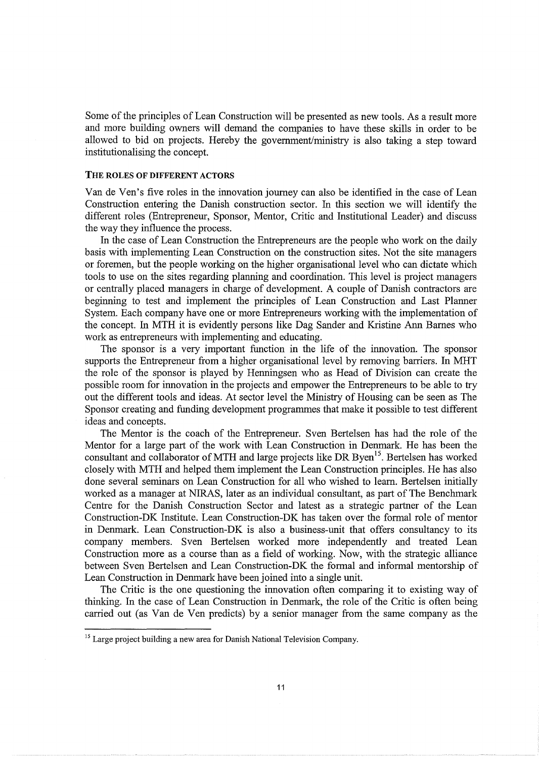Some of the principles of Lean Construction will be presented as new tools. As a result more and more building owners will demand the companies to have these skills in order to be allowed to bid on projects. Hereby the government/ministry is also taking a step toward institutionalising the concept.

## THE ROLES OF DIFFERENT ACTORS

Van de Ven's five roles in the innovation journey can also be identified in the case of Lean Construction entering the Danish construction sector. In this section we will identify the different roles (Entrepreneur, Sponsor, Mentor, Critic and Institutional Leader) and discuss the way they influence the process.

In the case of Lean Construction the Entrepreneurs are the people who work on the daily basis with implementing Lean Construction on the construction sites. Not the site managers or foremen, but the people working on the higher organisational level who can dictate which tools to use on the sites regarding planning and coordination. This level is project managers or centrally placed managers in charge of development. A couple of Danish contractors are beginning to test and implement the principles of Lean Construction and Last Planner System. Each company have one or more Entrepreneurs working with the implementation of the concept. In MTH it is evidently persons like Dag Sander and Kristine Ann Barnes who work as entrepreneurs with implementing and educating.

The sponsor is a very important function in the life of the innovation. The sponsor supports the Entrepreneur from a higher organisational level by removing barriers. In MHT the role of the sponsor is played by Henningsen who as Head of Division can create the possible room for innovation in the projects and empower the Entrepreneurs to be able to try out the different tools and ideas. At sector level the Ministry of Housing can be seen as The Sponsor creating and funding development programmes that make it possible to test different ideas and concepts.

The Mentor is the coach of the Entrepreneur. Sven Bertelsen has had the role of the Mentor for a large part of the work with Lean Construction in Denmark. He has been the consultant and collaborator of MTH and large projects like DR Byen[15]. Bertelsen has worked closely with MTH and helped them implement the Lean Construction principles. He has also done several seminars on Lean Construction for all who wished to learn. Bertelsen initially worked as a manager at NIRAS, later as an individual consultant, as part of The Benchmark Centre for the Danish Construction Sector and latest as a strategic partner of the Lean Construction-DK Institute. Lean Construction-DK has taken over the formal role of mentor in Denmark. Lean Construction-DK is also a business-unit that offers consultancy to its company members. Sven Bertelsen worked more independently and treated Lean Construction more as a course than as a field of working. Now, with the strategic alliance between Sven Bertelsen and Lean Construction-DK the formal and informal mentorship of Lean Construction in Denmark have been joined into a single unit.

The Critic is the one questioning the innovation often comparing it to existing way of thinking. In the case of Lean Construction in Denmark, the role of the Critic is often being carried out (as Van de Ven predicts) by a senior manager from the same company as the

[15] Large project building a new area for Danish National Television Company.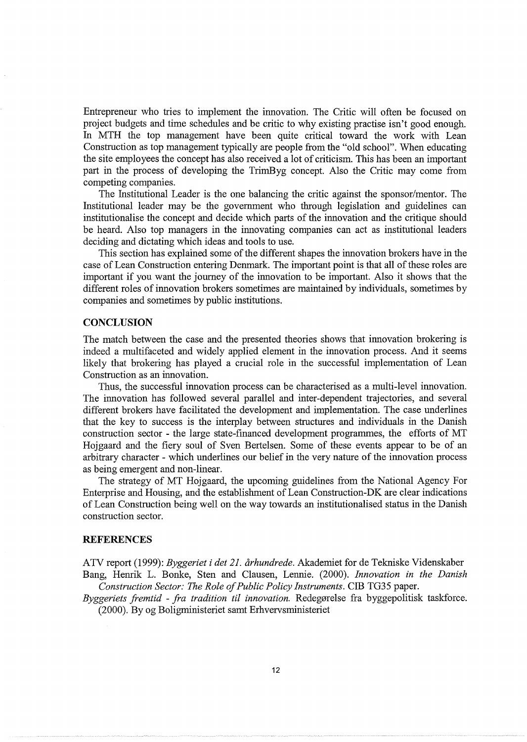Entrepreneur who tries to implement the innovation. The Critic will often be focused on project budgets and time schedules and be critic to why existing practise isn't good enough. In MTH the top management have been quite critical toward the work with Lean Construction as top management typically are people from the "old school". When educating the site employees the concept has also received a lot of criticism. This has been an important part in the process of developing the TrimByg concept. Also the Critic may come from competing companies.

The Institutional Leader is the one balancing the critic against the sponsor/mentor. The Institutional leader may be the government who through legislation and guidelines can institutionalise the concept and decide which parts of the innovation and the critique should be heard. Also top managers in the innovating companies can act as institutional leaders deciding and dictating which ideas and tools to use.

This section has explained some of the different shapes the innovation brokers have in the case of Lean Construction entering Denmark. The important point is that all of these roles are important if you want the journey of the innovation to be important. Also it shows that the different roles of innovation brokers sometimes are maintained by individuals, sometimes by companies and sometimes by public institutions.

## CONCLUSION

The match between the case and the presented theories shows that innovation brokering is indeed a multifaceted and widely applied element in the innovation process. And it seems likely that brokering has played a crucial role in the successful implementation of Lean Construction as an innovation.

Thus, the successful innovation process can be characterised as a multi-level innovation. The innovation has followed several parallel and inter-dependent trajectories, and several different brokers have facilitated the development and implementation. The case underlines that the key to success is the interplay between structures and individuals in the Danish construction sector - the large state-financed development programmes, the efforts of MT Hojgaard and the fiery soul of Sven Bertelsen. Some of these events appear to be of an arbitrary character - which underlines our belief in the very nature of the innovation process as being emergent and non-linear.

The strategy of MT Hojgaard, the upcoming guidelines from the National Agency For Enterprise and Housing, and the establishment of Lean Construction-DK are clear indications of Lean Construction being well on the way towards an institutionalised status in the Danish construction sector.

## REFERENCES

ATV report (1999): *Byggeriet i det 21. århundrede.* Akademiet for de Tekniske Videnskaber

Bang, Henrik L. Bonke, Sten and Clausen, Lennie. (2000). *Innovation in the Danish Construction Sector: The Role of Public Policy Instruments.* CIB TG35 paper.

*Byggeriets fremtid - fra tradition til innovation.* Redegørelse fra byggepolitisk taskforce. (2000). By og Boligministeriet samt Erhvervsministeriet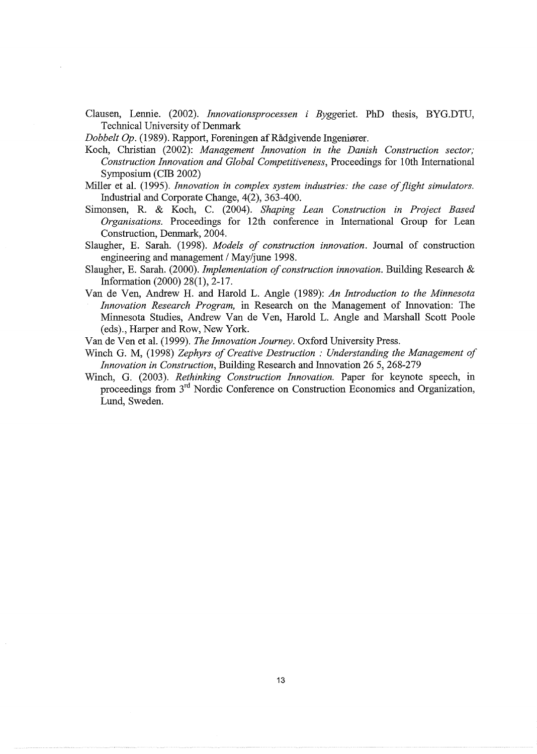Clausen, Lennie. (2002). *Innovationsprocessen i Bygg*eriet. PhD thesis, BYG.DTU, Technical University of Denmark

*Dobbelt Op*. (1989). Rapport, Foreningen af Rådgivende Ingeniører.

Koch, Christian (2002): *Management Innovation in the Danish Construction sector; Construction Innovation and Global Competitiveness*, Proceedings for 10th International Symposium (CIB 2002)

Miller et al. (1995). *Innovation in complex system industries: the case of flight simulators*. Industrial and Corporate Change, 4(2), 363-400.

Simonsen, R. & Koch, C. (2004). *Shaping Lean Construction in Project Based Organisations*. Proceedings for 12th conference in International Group for Lean Construction, Denmark, 2004.

Slaugher, E. Sarah. (1998). *Models of construction innovation*. Journal of construction engineering and management / May/june 1998.

Slaugher, E. Sarah. (2000). *Implementation of construction innovation*. Building Research & Information (2000) 28(1), 2-17.

Van de Ven, Andrew H. and Harold L. Angle (1989): *An Introduction to the Minnesota Innovation Research Program,* in Research on the Management of Innovation: The Minnesota Studies, Andrew Van de Ven, Harold L. Angle and Marshall Scott Poole (eds)., Harper and Row, New York.

Van de Ven et al. (1999). *The Innovation Journey*. Oxford University Press.

Winch G. M, (1998) *Zephyrs of Creative Destruction : Understanding the Management of Innovation in Construction*, Building Research and Innovation 26 5, 268-279

Winch, G. (2003). *Rethinking Construction Innovation.* Paper for keynote speech, in proceedings from 3rd Nordic Conference on Construction Economics and Organization, Lund, Sweden.